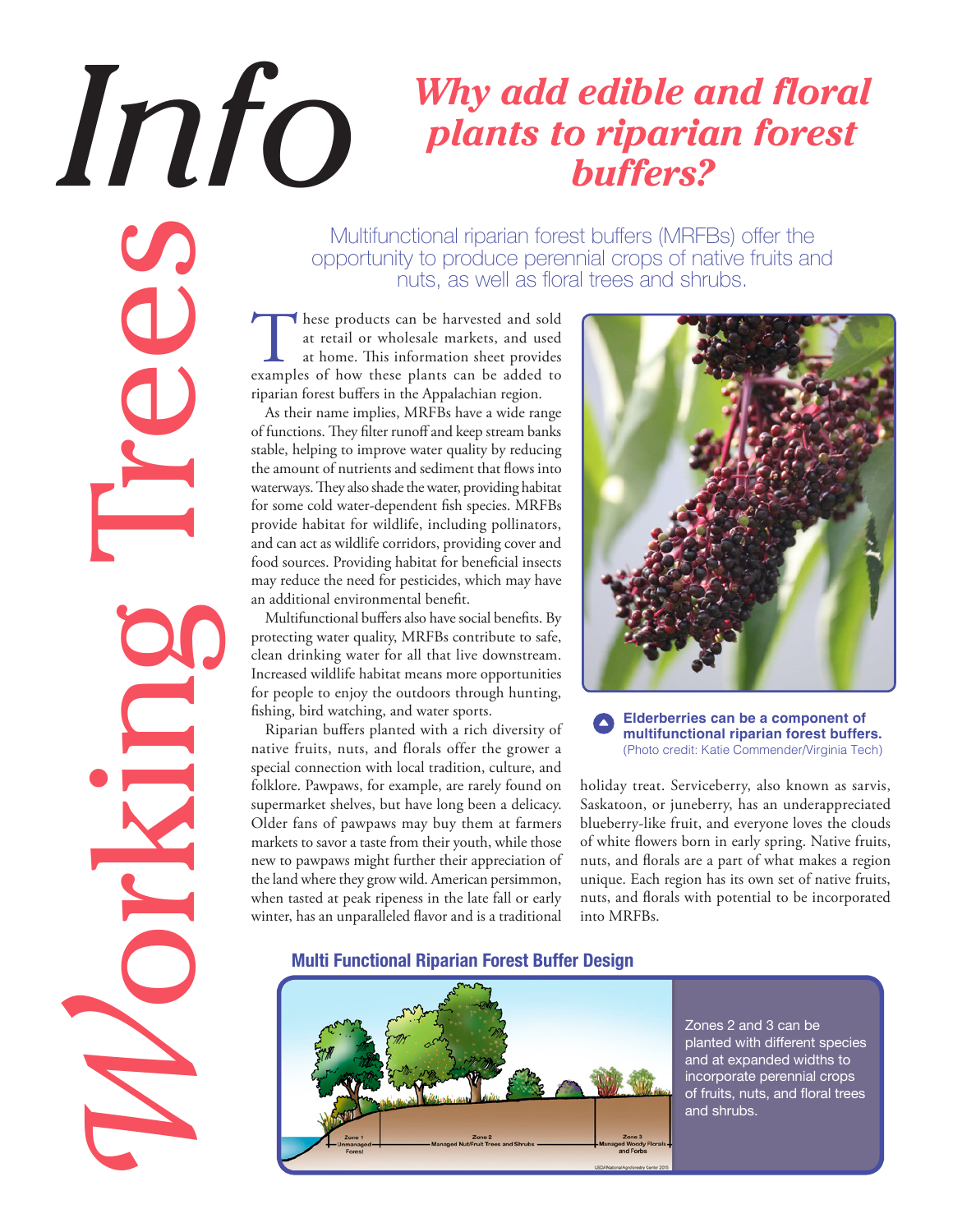# Info

# Working Trees

## Why add edible and floral plants to riparian forest buffers?

Multifunctional riparian forest buffers (MRFBs) offer the opportunity to produce perennial crops of native fruits and nuts, as well as floral trees and shrubs.

These products can be harvested and sold at retail or wholesale markets, and used at home. This information sheet provides examples of how these plants can be added to riparian forest buffers in the Appalachian region.

As their name implies, MRFBs have a wide range of functions. They filter runoff and keep stream banks stable, helping to improve water quality by reducing the amount of nutrients and sediment that flows into waterways. They also shade the water, providing habitat for some cold water-dependent fish species. MRFBs provide habitat for wildlife, including pollinators, and can act as wildlife corridors, providing cover and food sources. Providing habitat for beneficial insects may reduce the need for pesticides, which may have an additional environmental benefit.

Multifunctional buffers also have social benefits. By protecting water quality, MRFBs contribute to safe, clean drinking water for all that live downstream. Increased wildlife habitat means more opportunities for people to enjoy the outdoors through hunting, fishing, bird watching, and water sports.

Riparian buffers planted with a rich diversity of native fruits, nuts, and florals offer the grower a special connection with local tradition, culture, and folklore. Pawpaws, for example, are rarely found on supermarket shelves, but have long been a delicacy. Older fans of pawpaws may buy them at farmers markets to savor a taste from their youth, while those new to pawpaws might further their appreciation of the land where they grow wild. American persimmon, when tasted at peak ripeness in the late fall or early winter, has an unparalleled flavor and is a traditional holiday treat. Serviceberry, also known as sarvis, Saskatoon, or juneberry, has an underappreciated blueberry-like fruit, and everyone loves the clouds of white flowers born in early spring. Native fruits, nuts, and florals are a part of what makes a region unique. Each region has its own set of native fruits, nuts, and florals with potential to be incorporated into MRFBs.

**Elderberries can be a component of multifunctional riparian forest buffers.**
(Photo credit: Katie Commender/Virginia Tech)

### Multi Functional Riparian Forest Buffer Design

Zone 1 Unmanaged Forest | Zone 2 Managed Nut/Fruit Trees and Shrubs | Zone 3 Managed Woody Florals and Forbs

USDA National Agroforestry Center 2015

Zones 2 and 3 can be planted with different species and at expanded widths to incorporate perennial crops of fruits, nuts, and floral trees and shrubs.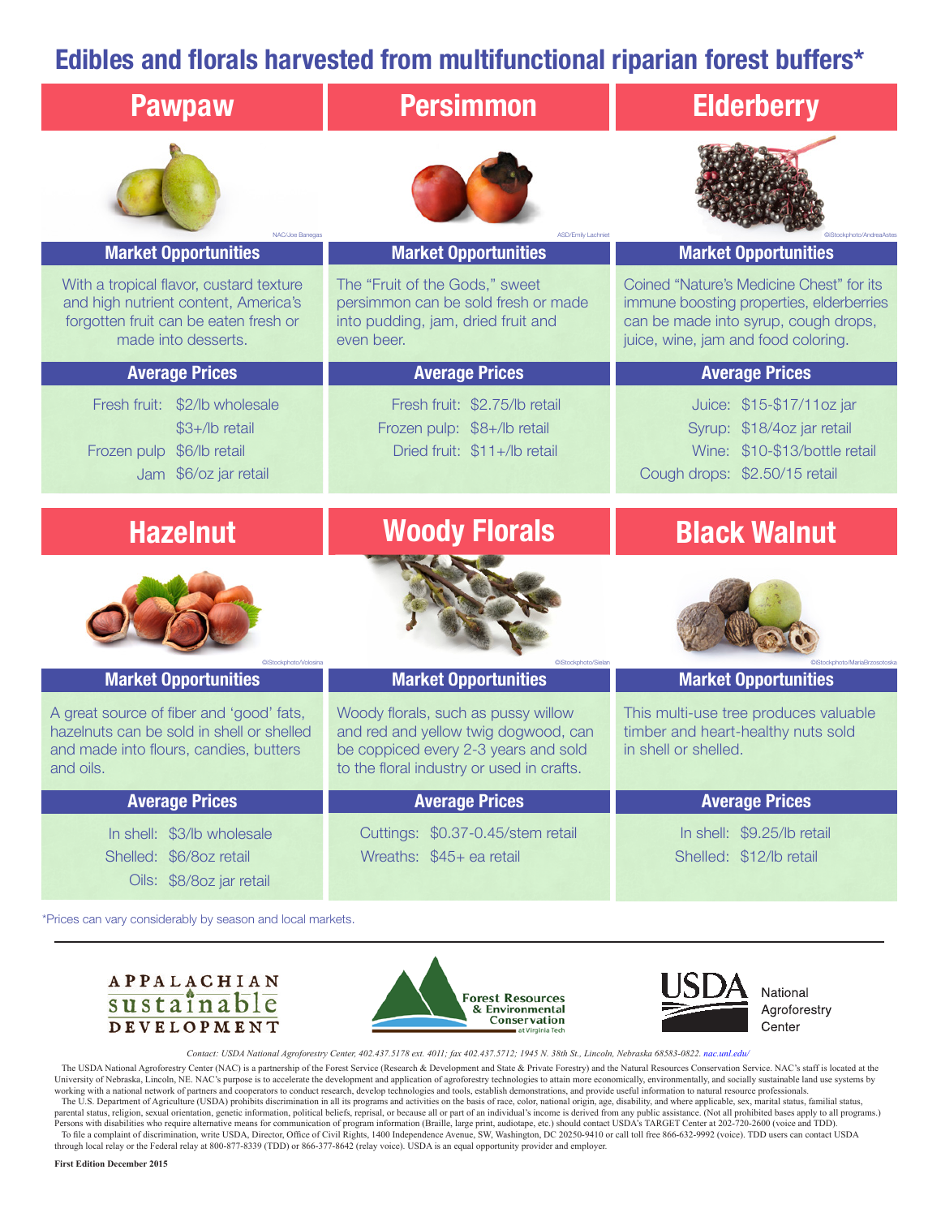# Edibles and florals harvested from multifunctional riparian forest buffers*

## Pawpaw

NAC/Joe Banegas

### Market Opportunities

With a tropical flavor, custard texture and high nutrient content, America's forgotten fruit can be eaten fresh or made into desserts.

### Average Prices

| | |
|---|---|
| Fresh fruit: | $2/lb wholesale |
| | $3+/lb retail |
| Frozen pulp | $6/lb retail |
| Jam | $6/oz jar retail |

## Persimmon

ASD/Emily Lachniet

### Market Opportunities

The "Fruit of the Gods," sweet persimmon can be sold fresh or made into pudding, jam, dried fruit and even beer.

### Average Prices

| | |
|---|---|
| Fresh fruit: | $2.75/lb retail |
| Frozen pulp: | $8+/lb retail |
| Dried fruit: | $11+/lb retail |

## Elderberry

©iStockphoto/AndreaAstes

### Market Opportunities

Coined "Nature's Medicine Chest" for its immune boosting properties, elderberries can be made into syrup, cough drops, juice, wine, jam and food coloring.

### Average Prices

| | |
|---|---|
| Juice: | $15-$17/11oz jar |
| Syrup: | $18/4oz jar retail |
| Wine: | $10-$13/bottle retail |
| Cough drops: | $2.50/15 retail |

## Hazelnut

©iStockphoto/Volosina

### Market Opportunities

A great source of fiber and 'good' fats, hazelnuts can be sold in shell or shelled and made into flours, candies, butters and oils.

### Average Prices

| | |
|---|---|
| In shell: | $3/lb wholesale |
| Shelled: | $6/8oz retail |
| Oils: | $8/8oz jar retail |

## Woody Florals

©iStockphoto/Sielan

### Market Opportunities

Woody florals, such as pussy willow and red and yellow twig dogwood, can be coppiced every 2-3 years and sold to the floral industry or used in crafts.

### Average Prices

| | |
|---|---|
| Cuttings: | $0.37-0.45/stem retail |
| Wreaths: | $45+ ea retail |

## Black Walnut

©iStockphoto/MariaBrzosotoska

### Market Opportunities

This multi-use tree produces valuable timber and heart-healthy nuts sold in shell or shelled.

### Average Prices

| | |
|---|---|
| In shell: | $9.25/lb retail |
| Shelled: | $12/lb retail |

*Prices can vary considerably by season and local markets.

---

APPALACHIAN sustainable DEVELOPMENT

Forest Resources & Environmental Conservation at Virginia Tech

USDA National Agroforestry Center

*Contact: USDA National Agroforestry Center, 402.437.5178 ext. 4011; fax 402.437.5712; 1945 N. 38th St., Lincoln, Nebraska 68583-0822. nac.unl.edu/*

The USDA National Agroforestry Center (NAC) is a partnership of the Forest Service (Research & Development and State & Private Forestry) and the Natural Resources Conservation Service. NAC's staff is located at the University of Nebraska, Lincoln, NE. NAC's purpose is to accelerate the development and application of agroforestry technologies to attain more economically, environmentally, and socially sustainable land use systems by working with a national network of partners and cooperators to conduct research, develop technologies and tools, establish demonstrations, and provide useful information to natural resource professionals.

The U.S. Department of Agriculture (USDA) prohibits discrimination in all its programs and activities on the basis of race, color, national origin, age, disability, and where applicable, sex, marital status, familial status, parental status, religion, sexual orientation, genetic information, political beliefs, reprisal, or because all or part of an individual's income is derived from any public assistance. (Not all prohibited bases apply to all programs.) Persons with disabilities who require alternative means for communication of program information (Braille, large print, audiotape, etc.) should contact USDA's TARGET Center at 202-720-2600 (voice and TDD).

To file a complaint of discrimination, write USDA, Director, Office of Civil Rights, 1400 Independence Avenue, SW, Washington, DC 20250-9410 or call toll free 866-632-9992 (voice). TDD users can contact USDA through local relay or the Federal relay at 800-877-8339 (TDD) or 866-377-8642 (relay voice). USDA is an equal opportunity provider and employer.

**First Edition December 2015**